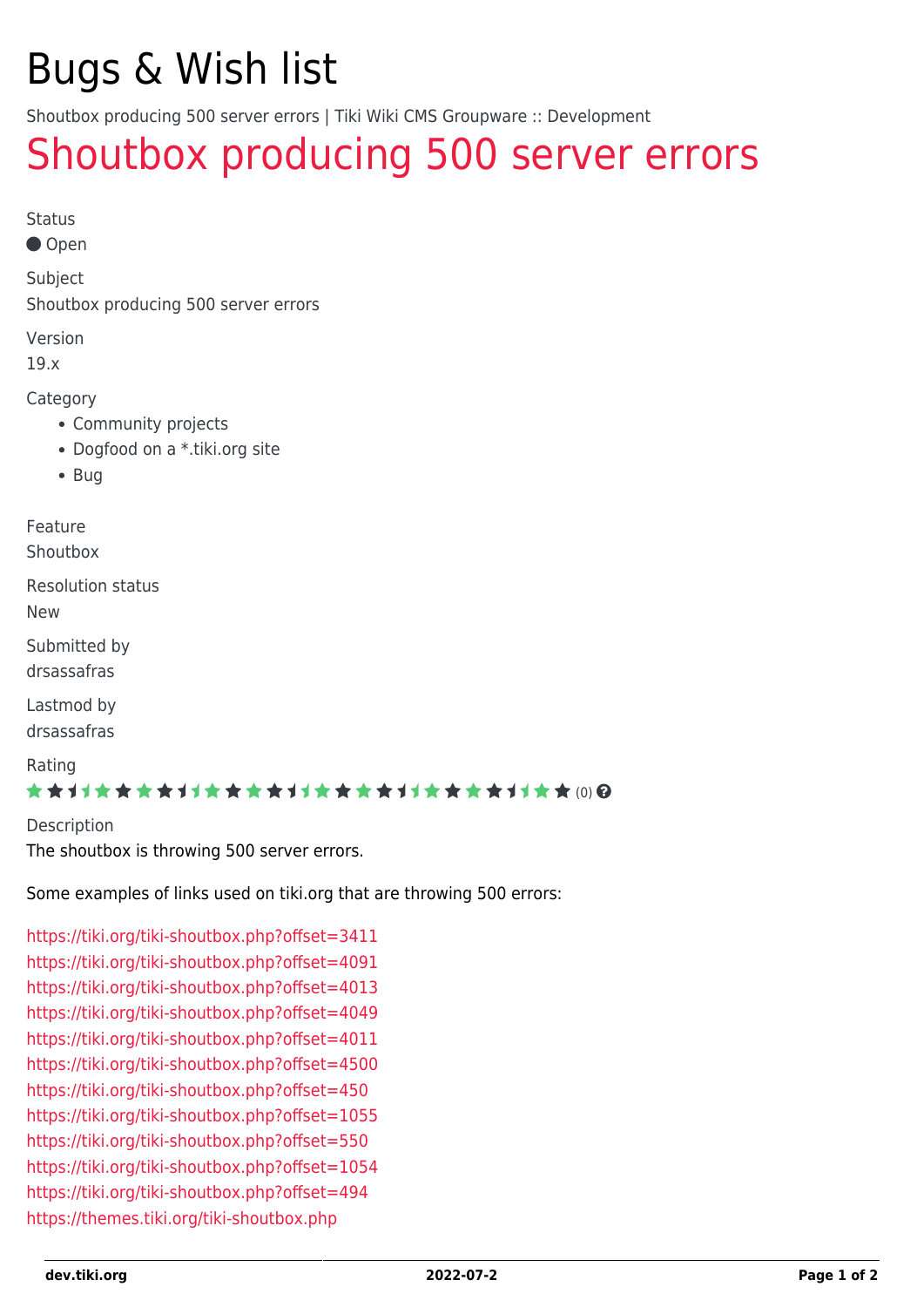# Bugs & Wish list

Shoutbox producing 500 server errors | Tiki Wiki CMS Groupware :: Development

## Shoutbox producing 500 server errors

Status

Open

Subject

Shoutbox producing 500 server errors

Version

19.x

Category

- Community projects
- Dogfood on a *.tiki.org site
- Bug

Feature

Shoutbox

Resolution status

New

Submitted by

drsassafras

Lastmod by

drsassafras

Rating

(0)

Description

The shoutbox is throwing 500 server errors.

Some examples of links used on tiki.org that are throwing 500 errors:

https://tiki.org/tiki-shoutbox.php?offset=3411
https://tiki.org/tiki-shoutbox.php?offset=4091
https://tiki.org/tiki-shoutbox.php?offset=4013
https://tiki.org/tiki-shoutbox.php?offset=4049
https://tiki.org/tiki-shoutbox.php?offset=4011
https://tiki.org/tiki-shoutbox.php?offset=4500
https://tiki.org/tiki-shoutbox.php?offset=450
https://tiki.org/tiki-shoutbox.php?offset=1055
https://tiki.org/tiki-shoutbox.php?offset=550
https://tiki.org/tiki-shoutbox.php?offset=1054
https://tiki.org/tiki-shoutbox.php?offset=494
https://themes.tiki.org/tiki-shoutbox.php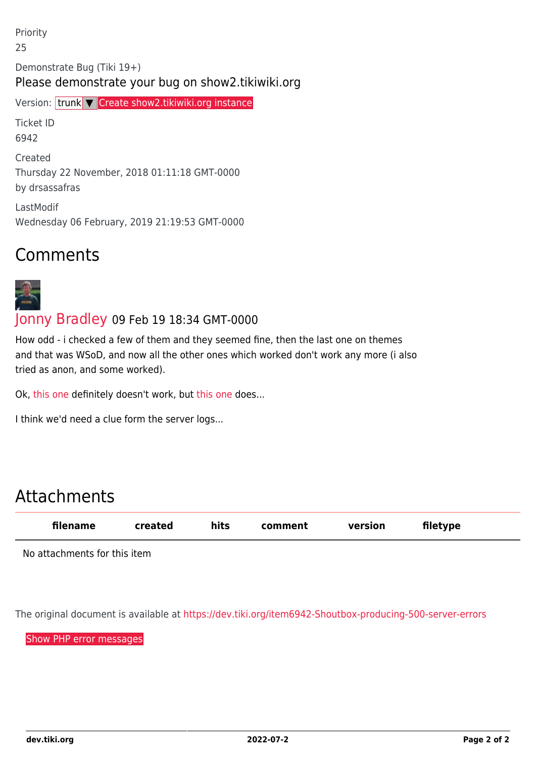Priority

25

Demonstrate Bug (Tiki 19+)

Please demonstrate your bug on show2.tikiwiki.org

Version: trunk ▼ Create show2.tikiwiki.org instance

Ticket ID

6942

Created

Thursday 22 November, 2018 01:11:18 GMT-0000

by drsassafras

LastModif

Wednesday 06 February, 2019 21:19:53 GMT-0000

## Comments

Jonny Bradley 09 Feb 19 18:34 GMT-0000

How odd - i checked a few of them and they seemed fine, then the last one on themes and that was WSoD, and now all the other ones which worked don't work any more (i also tried as anon, and some worked).

Ok, this one definitely doesn't work, but this one does...

I think we'd need a clue form the server logs...

## Attachments

| filename | created | hits | comment | version | filetype |
|---|---|---|---|---|---|
| No attachments for this item | | | | | |

The original document is available at https://dev.tiki.org/item6942-Shoutbox-producing-500-server-errors

Show PHP error messages